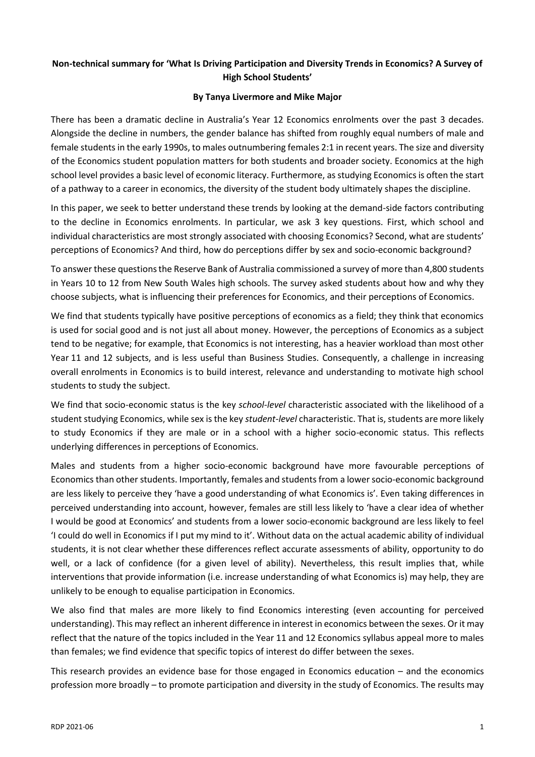**Non-technical summary for 'What Is Driving Participation and Diversity Trends in Economics? A Survey of High School Students'**

**By Tanya Livermore and Mike Major**

There has been a dramatic decline in Australia's Year 12 Economics enrolments over the past 3 decades. Alongside the decline in numbers, the gender balance has shifted from roughly equal numbers of male and female students in the early 1990s, to males outnumbering females 2:1 in recent years. The size and diversity of the Economics student population matters for both students and broader society. Economics at the high school level provides a basic level of economic literacy. Furthermore, as studying Economics is often the start of a pathway to a career in economics, the diversity of the student body ultimately shapes the discipline.

In this paper, we seek to better understand these trends by looking at the demand-side factors contributing to the decline in Economics enrolments. In particular, we ask 3 key questions. First, which school and individual characteristics are most strongly associated with choosing Economics? Second, what are students' perceptions of Economics? And third, how do perceptions differ by sex and socio-economic background?

To answer these questions the Reserve Bank of Australia commissioned a survey of more than 4,800 students in Years 10 to 12 from New South Wales high schools. The survey asked students about how and why they choose subjects, what is influencing their preferences for Economics, and their perceptions of Economics.

We find that students typically have positive perceptions of economics as a field; they think that economics is used for social good and is not just all about money. However, the perceptions of Economics as a subject tend to be negative; for example, that Economics is not interesting, has a heavier workload than most other Year 11 and 12 subjects, and is less useful than Business Studies. Consequently, a challenge in increasing overall enrolments in Economics is to build interest, relevance and understanding to motivate high school students to study the subject.

We find that socio-economic status is the key *school-level* characteristic associated with the likelihood of a student studying Economics, while sex is the key *student-level* characteristic. That is, students are more likely to study Economics if they are male or in a school with a higher socio-economic status. This reflects underlying differences in perceptions of Economics.

Males and students from a higher socio-economic background have more favourable perceptions of Economics than other students. Importantly, females and students from a lower socio-economic background are less likely to perceive they 'have a good understanding of what Economics is'. Even taking differences in perceived understanding into account, however, females are still less likely to 'have a clear idea of whether I would be good at Economics' and students from a lower socio-economic background are less likely to feel 'I could do well in Economics if I put my mind to it'. Without data on the actual academic ability of individual students, it is not clear whether these differences reflect accurate assessments of ability, opportunity to do well, or a lack of confidence (for a given level of ability). Nevertheless, this result implies that, while interventions that provide information (i.e. increase understanding of what Economics is) may help, they are unlikely to be enough to equalise participation in Economics.

We also find that males are more likely to find Economics interesting (even accounting for perceived understanding). This may reflect an inherent difference in interest in economics between the sexes. Or it may reflect that the nature of the topics included in the Year 11 and 12 Economics syllabus appeal more to males than females; we find evidence that specific topics of interest do differ between the sexes.

This research provides an evidence base for those engaged in Economics education – and the economics profession more broadly – to promote participation and diversity in the study of Economics. The results may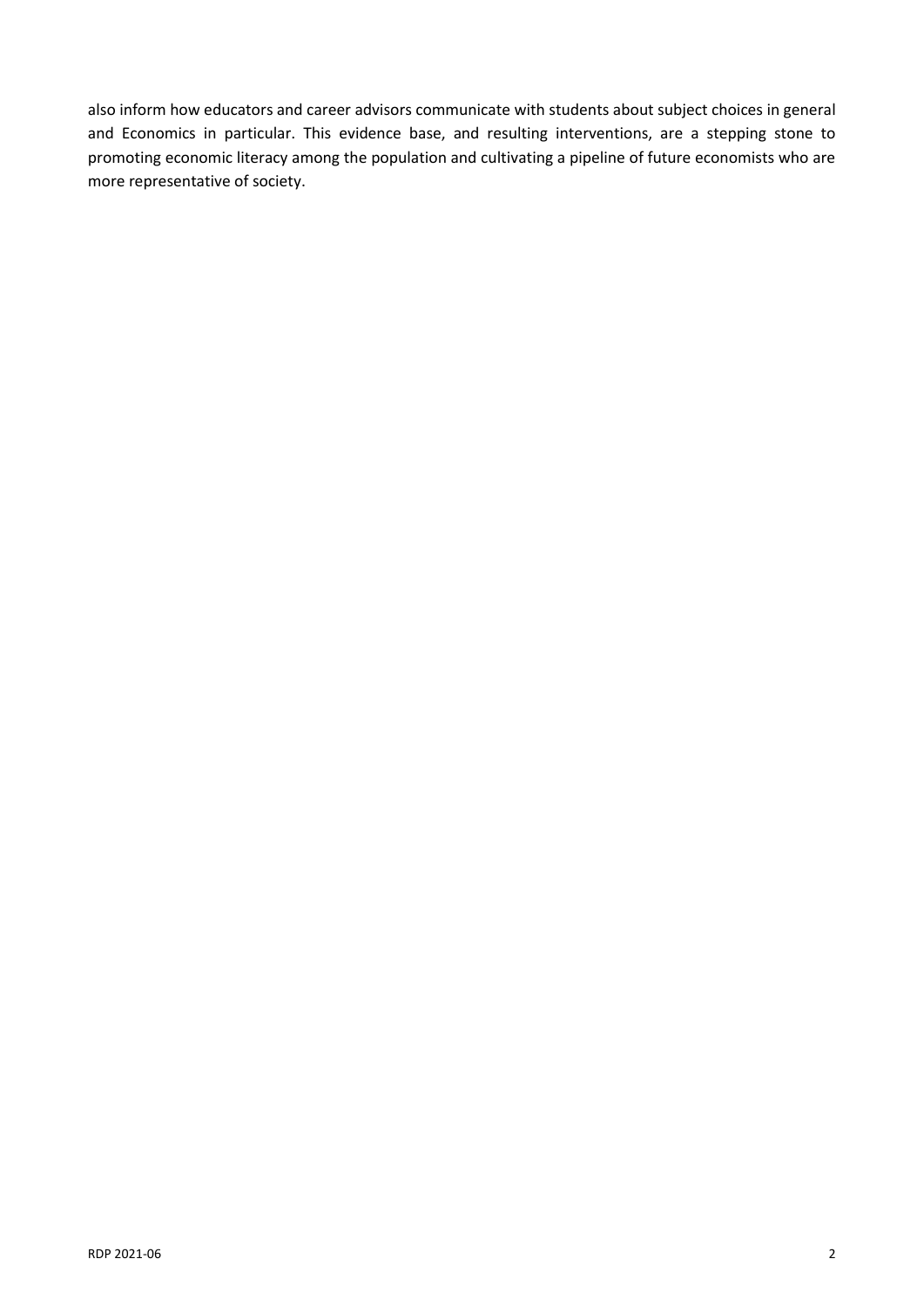also inform how educators and career advisors communicate with students about subject choices in general and Economics in particular. This evidence base, and resulting interventions, are a stepping stone to promoting economic literacy among the population and cultivating a pipeline of future economists who are more representative of society.